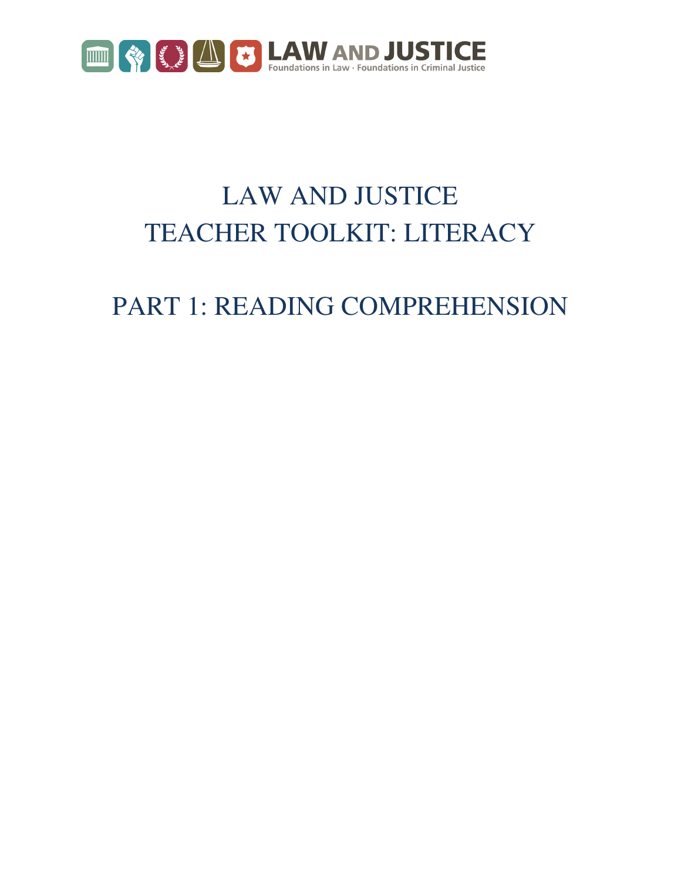LAW AND JUSTICE
Foundations in Law · Foundations in Criminal Justice

# LAW AND JUSTICE
# TEACHER TOOLKIT: LITERACY

# PART 1: READING COMPREHENSION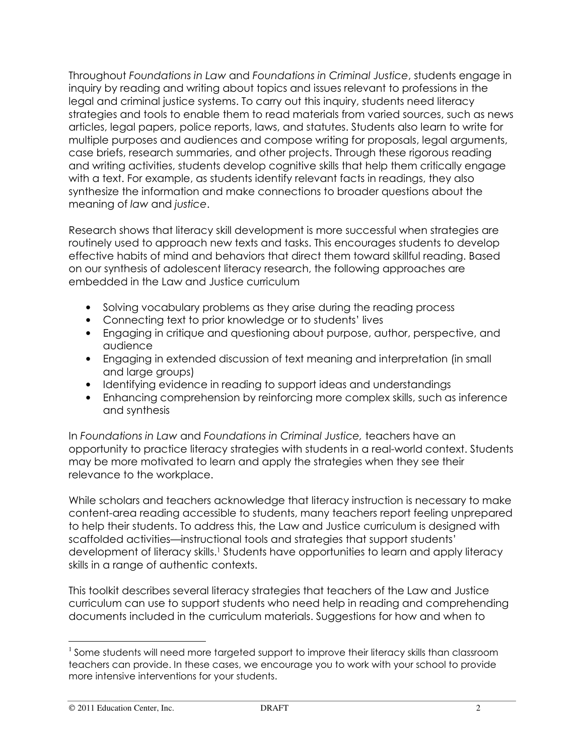Throughout *Foundations in Law* and *Foundations in Criminal Justice*, students engage in inquiry by reading and writing about topics and issues relevant to professions in the legal and criminal justice systems. To carry out this inquiry, students need literacy strategies and tools to enable them to read materials from varied sources, such as news articles, legal papers, police reports, laws, and statutes. Students also learn to write for multiple purposes and audiences and compose writing for proposals, legal arguments, case briefs, research summaries, and other projects. Through these rigorous reading and writing activities, students develop cognitive skills that help them critically engage with a text. For example, as students identify relevant facts in readings, they also synthesize the information and make connections to broader questions about the meaning of *law* and *justice*.

Research shows that literacy skill development is more successful when strategies are routinely used to approach new texts and tasks. This encourages students to develop effective habits of mind and behaviors that direct them toward skillful reading. Based on our synthesis of adolescent literacy research, the following approaches are embedded in the Law and Justice curriculum

- Solving vocabulary problems as they arise during the reading process
- Connecting text to prior knowledge or to students' lives
- Engaging in critique and questioning about purpose, author, perspective, and audience
- Engaging in extended discussion of text meaning and interpretation (in small and large groups)
- Identifying evidence in reading to support ideas and understandings
- Enhancing comprehension by reinforcing more complex skills, such as inference and synthesis

In *Foundations in Law* and *Foundations in Criminal Justice,* teachers have an opportunity to practice literacy strategies with students in a real-world context. Students may be more motivated to learn and apply the strategies when they see their relevance to the workplace.

While scholars and teachers acknowledge that literacy instruction is necessary to make content-area reading accessible to students, many teachers report feeling unprepared to help their students. To address this, the Law and Justice curriculum is designed with scaffolded activities—instructional tools and strategies that support students' development of literacy skills.[1] Students have opportunities to learn and apply literacy skills in a range of authentic contexts.

This toolkit describes several literacy strategies that teachers of the Law and Justice curriculum can use to support students who need help in reading and comprehending documents included in the curriculum materials. Suggestions for how and when to

---

[1] Some students will need more targeted support to improve their literacy skills than classroom teachers can provide. In these cases, we encourage you to work with your school to provide more intensive interventions for your students.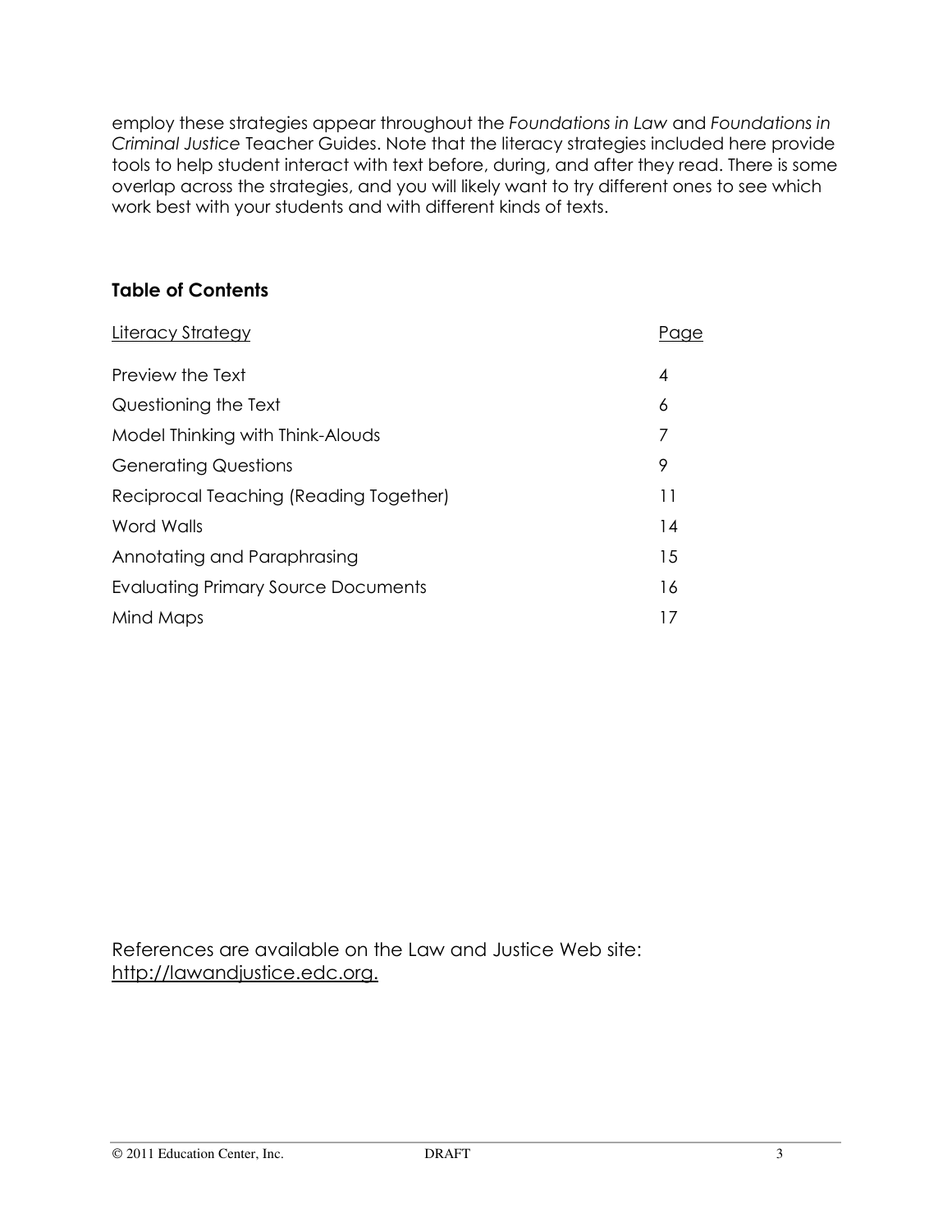employ these strategies appear throughout the *Foundations in Law* and *Foundations in Criminal Justice* Teacher Guides. Note that the literacy strategies included here provide tools to help student interact with text before, during, and after they read. There is some overlap across the strategies, and you will likely want to try different ones to see which work best with your students and with different kinds of texts.

## Table of Contents

| Literacy Strategy | Page |
| --- | --- |
| Preview the Text | 4 |
| Questioning the Text | 6 |
| Model Thinking with Think-Alouds | 7 |
| Generating Questions | 9 |
| Reciprocal Teaching (Reading Together) | 11 |
| Word Walls | 14 |
| Annotating and Paraphrasing | 15 |
| Evaluating Primary Source Documents | 16 |
| Mind Maps | 17 |

References are available on the Law and Justice Web site: http://lawandjustice.edc.org.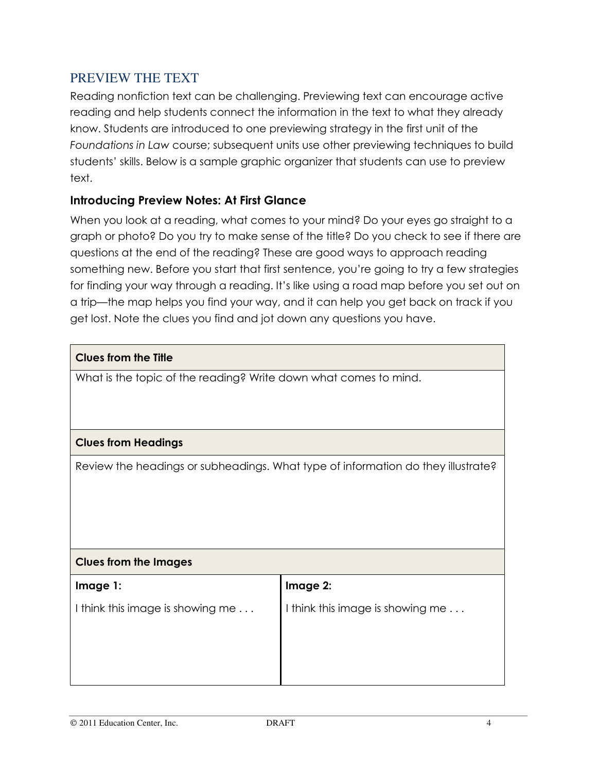## PREVIEW THE TEXT

Reading nonfiction text can be challenging. Previewing text can encourage active reading and help students connect the information in the text to what they already know. Students are introduced to one previewing strategy in the first unit of the *Foundations in Law* course; subsequent units use other previewing techniques to build students' skills. Below is a sample graphic organizer that students can use to preview text.

### Introducing Preview Notes: At First Glance

When you look at a reading, what comes to your mind? Do your eyes go straight to a graph or photo? Do you try to make sense of the title? Do you check to see if there are questions at the end of the reading? These are good ways to approach reading something new. Before you start that first sentence, you're going to try a few strategies for finding your way through a reading. It's like using a road map before you set out on a trip—the map helps you find your way, and it can help you get back on track if you get lost. Note the clues you find and jot down any questions you have.

| **Clues from the Title** | |
|---|---|
| What is the topic of the reading? Write down what comes to mind. | |
| **Clues from Headings** | |
| Review the headings or subheadings. What type of information do they illustrate? | |
| **Clues from the Images** | |
| **Image 1:** | **Image 2:** |
| I think this image is showing me . . . | I think this image is showing me . . . |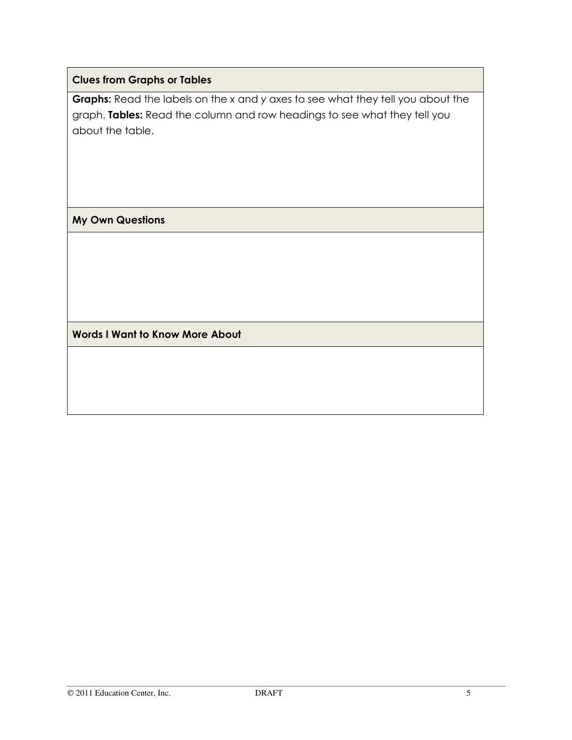| Clues from Graphs or Tables |
| --- |
| **Graphs:** Read the labels on the *x* and *y* axes to see what they tell you about the graph. **Tables:** Read the column and row headings to see what they tell you about the table. |
| **My Own Questions** |
| |
| **Words I Want to Know More About** |
| |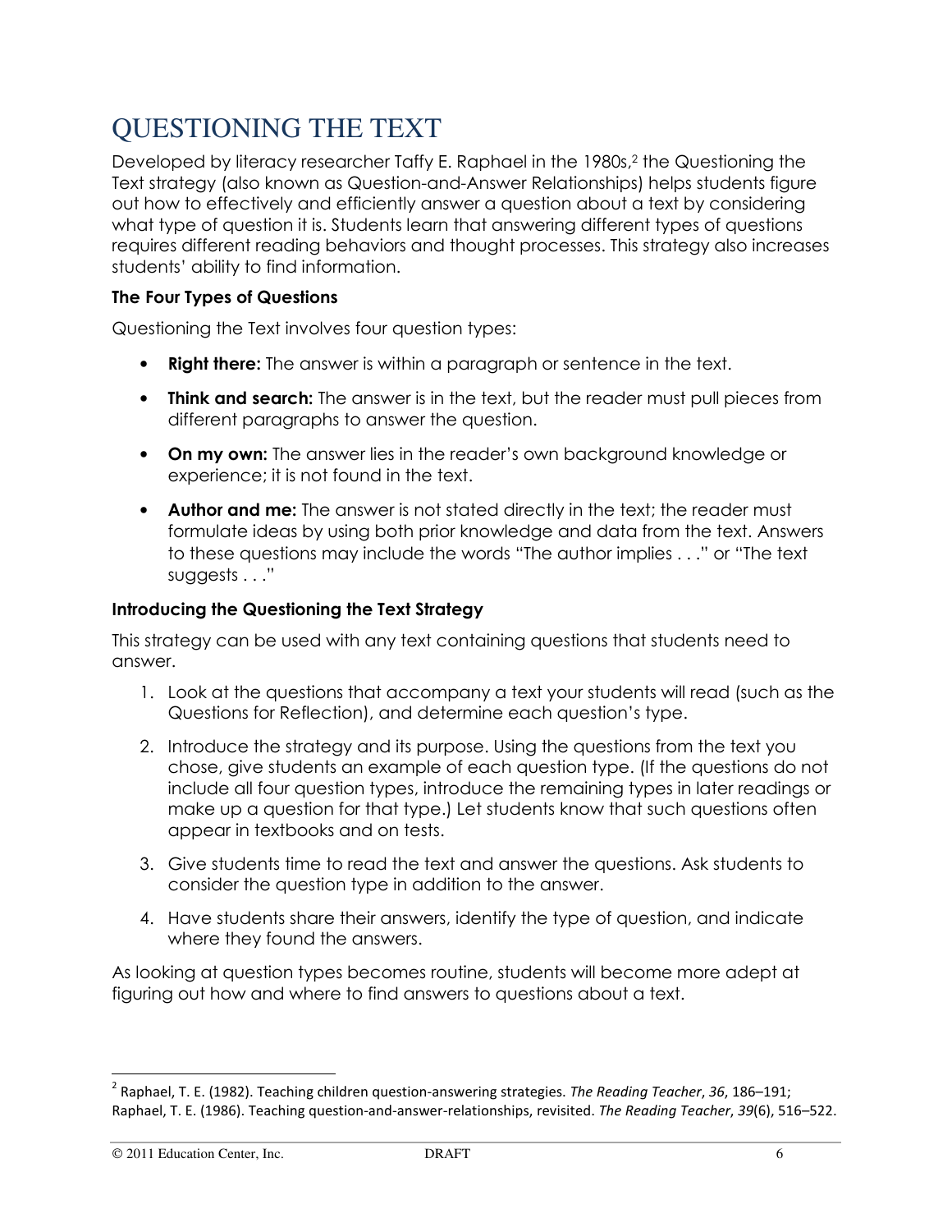# QUESTIONING THE TEXT

Developed by literacy researcher Taffy E. Raphael in the 1980s,[2] the Questioning the Text strategy (also known as Question-and-Answer Relationships) helps students figure out how to effectively and efficiently answer a question about a text by considering what type of question it is. Students learn that answering different types of questions requires different reading behaviors and thought processes. This strategy also increases students' ability to find information.

### The Four Types of Questions

Questioning the Text involves four question types:

- **Right there:** The answer is within a paragraph or sentence in the text.
- **Think and search:** The answer is in the text, but the reader must pull pieces from different paragraphs to answer the question.
- **On my own:** The answer lies in the reader's own background knowledge or experience; it is not found in the text.
- **Author and me:** The answer is not stated directly in the text; the reader must formulate ideas by using both prior knowledge and data from the text. Answers to these questions may include the words "The author implies . . ." or "The text suggests . . ."

### Introducing the Questioning the Text Strategy

This strategy can be used with any text containing questions that students need to answer.

1. Look at the questions that accompany a text your students will read (such as the Questions for Reflection), and determine each question's type.
2. Introduce the strategy and its purpose. Using the questions from the text you chose, give students an example of each question type. (If the questions do not include all four question types, introduce the remaining types in later readings or make up a question for that type.) Let students know that such questions often appear in textbooks and on tests.
3. Give students time to read the text and answer the questions. Ask students to consider the question type in addition to the answer.
4. Have students share their answers, identify the type of question, and indicate where they found the answers.

As looking at question types becomes routine, students will become more adept at figuring out how and where to find answers to questions about a text.

---

[2] Raphael, T. E. (1982). Teaching children question-answering strategies. *The Reading Teacher*, *36*, 186–191; Raphael, T. E. (1986). Teaching question-and-answer-relationships, revisited. *The Reading Teacher*, *39*(6), 516–522.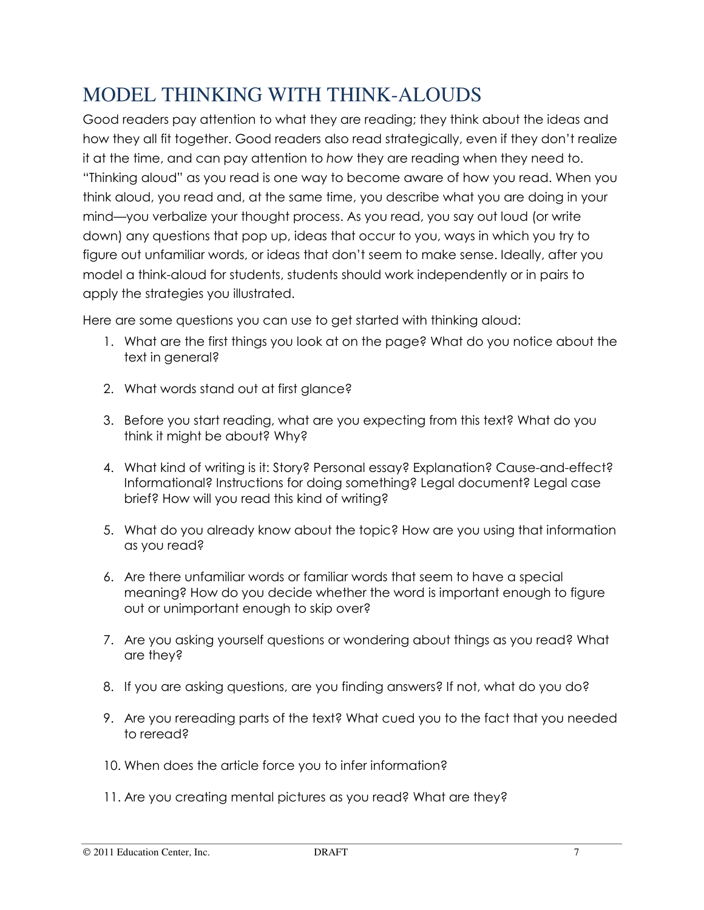# MODEL THINKING WITH THINK-ALOUDS

Good readers pay attention to what they are reading; they think about the ideas and how they all fit together. Good readers also read strategically, even if they don't realize it at the time, and can pay attention to *how* they are reading when they need to. "Thinking aloud" as you read is one way to become aware of how you read. When you think aloud, you read and, at the same time, you describe what you are doing in your mind—you verbalize your thought process. As you read, you say out loud (or write down) any questions that pop up, ideas that occur to you, ways in which you try to figure out unfamiliar words, or ideas that don't seem to make sense. Ideally, after you model a think-aloud for students, students should work independently or in pairs to apply the strategies you illustrated.

Here are some questions you can use to get started with thinking aloud:

1. What are the first things you look at on the page? What do you notice about the text in general?
2. What words stand out at first glance?
3. Before you start reading, what are you expecting from this text? What do you think it might be about? Why?
4. What kind of writing is it: Story? Personal essay? Explanation? Cause-and-effect? Informational? Instructions for doing something? Legal document? Legal case brief? How will you read this kind of writing?
5. What do you already know about the topic? How are you using that information as you read?
6. Are there unfamiliar words or familiar words that seem to have a special meaning? How do you decide whether the word is important enough to figure out or unimportant enough to skip over?
7. Are you asking yourself questions or wondering about things as you read? What are they?
8. If you are asking questions, are you finding answers? If not, what do you do?
9. Are you rereading parts of the text? What cued you to the fact that you needed to reread?
10. When does the article force you to infer information?
11. Are you creating mental pictures as you read? What are they?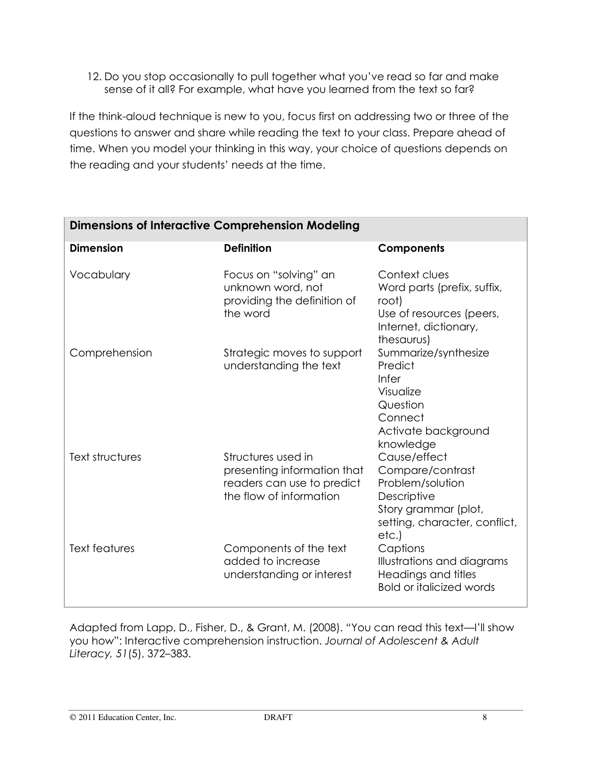12. Do you stop occasionally to pull together what you've read so far and make sense of it all? For example, what have you learned from the text so far?

If the think-aloud technique is new to you, focus first on addressing two or three of the questions to answer and share while reading the text to your class. Prepare ahead of time. When you model your thinking in this way, your choice of questions depends on the reading and your students' needs at the time.

| **Dimensions of Interactive Comprehension Modeling** | | |
|---|---|---|
| **Dimension** | **Definition** | **Components** |
| Vocabulary | Focus on "solving" an unknown word, not providing the definition of the word | Context clues<br>Word parts (prefix, suffix, root)<br>Use of resources (peers, Internet, dictionary, thesaurus) |
| Comprehension | Strategic moves to support understanding the text | Summarize/synthesize<br>Predict<br>Infer<br>Visualize<br>Question<br>Connect<br>Activate background knowledge |
| Text structures | Structures used in presenting information that readers can use to predict the flow of information | Cause/effect<br>Compare/contrast<br>Problem/solution<br>Descriptive<br>Story grammar (plot, setting, character, conflict, etc.) |
| Text features | Components of the text added to increase understanding or interest | Captions<br>Illustrations and diagrams<br>Headings and titles<br>Bold or italicized words |

Adapted from Lapp, D., Fisher, D., & Grant, M. (2008). "You can read this text—I'll show you how": Interactive comprehension instruction. *Journal of Adolescent & Adult Literacy, 51*(5), 372–383.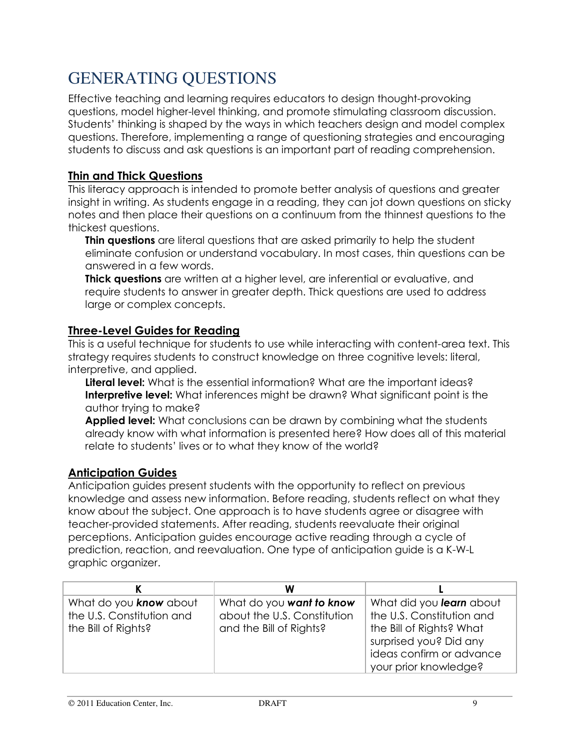# GENERATING QUESTIONS

Effective teaching and learning requires educators to design thought-provoking questions, model higher-level thinking, and promote stimulating classroom discussion. Students' thinking is shaped by the ways in which teachers design and model complex questions. Therefore, implementing a range of questioning strategies and encouraging students to discuss and ask questions is an important part of reading comprehension.

## Thin and Thick Questions

This literacy approach is intended to promote better analysis of questions and greater insight in writing. As students engage in a reading, they can jot down questions on sticky notes and then place their questions on a continuum from the thinnest questions to the thickest questions.

**Thin questions** are literal questions that are asked primarily to help the student eliminate confusion or understand vocabulary. In most cases, thin questions can be answered in a few words.

**Thick questions** are written at a higher level, are inferential or evaluative, and require students to answer in greater depth. Thick questions are used to address large or complex concepts.

## Three-Level Guides for Reading

This is a useful technique for students to use while interacting with content-area text. This strategy requires students to construct knowledge on three cognitive levels: literal, interpretive, and applied.

**Literal level:** What is the essential information? What are the important ideas?

**Interpretive level:** What inferences might be drawn? What significant point is the author trying to make?

**Applied level:** What conclusions can be drawn by combining what the students already know with what information is presented here? How does all of this material relate to students' lives or to what they know of the world?

## Anticipation Guides

Anticipation guides present students with the opportunity to reflect on previous knowledge and assess new information. Before reading, students reflect on what they know about the subject. One approach is to have students agree or disagree with teacher-provided statements. After reading, students reevaluate their original perceptions. Anticipation guides encourage active reading through a cycle of prediction, reaction, and reevaluation. One type of anticipation guide is a K-W-L graphic organizer.

| K | W | L |
|---|---|---|
| What do you ***know*** about the U.S. Constitution and the Bill of Rights? | What do you ***want to know*** about the U.S. Constitution and the Bill of Rights? | What did you ***learn*** about the U.S. Constitution and the Bill of Rights? What surprised you? Did any ideas confirm or advance your prior knowledge? |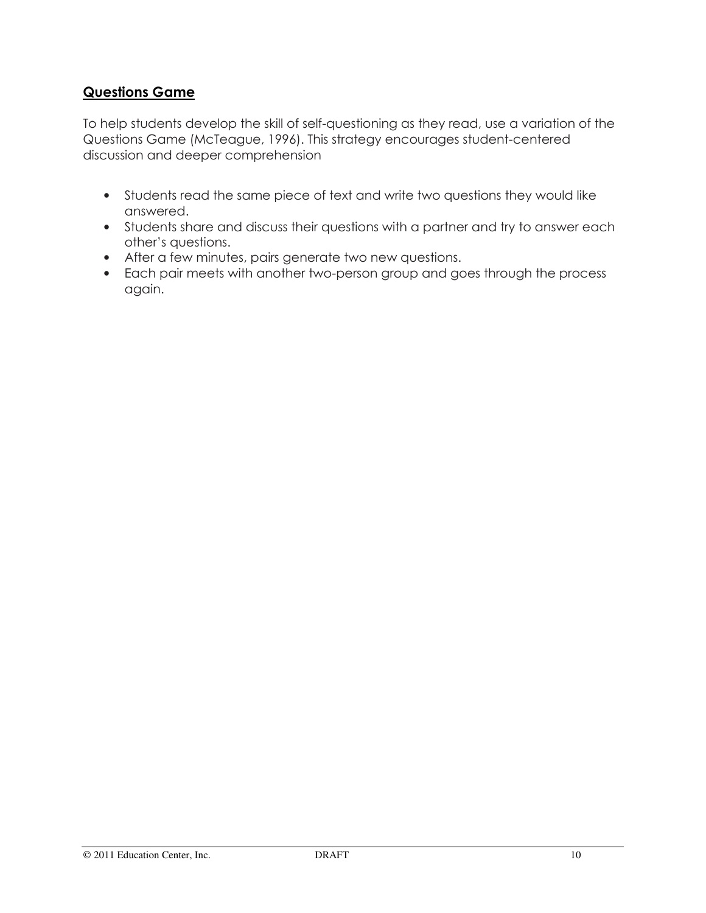## Questions Game

To help students develop the skill of self-questioning as they read, use a variation of the Questions Game (McTeague, 1996). This strategy encourages student-centered discussion and deeper comprehension

- Students read the same piece of text and write two questions they would like answered.
- Students share and discuss their questions with a partner and try to answer each other's questions.
- After a few minutes, pairs generate two new questions.
- Each pair meets with another two-person group and goes through the process again.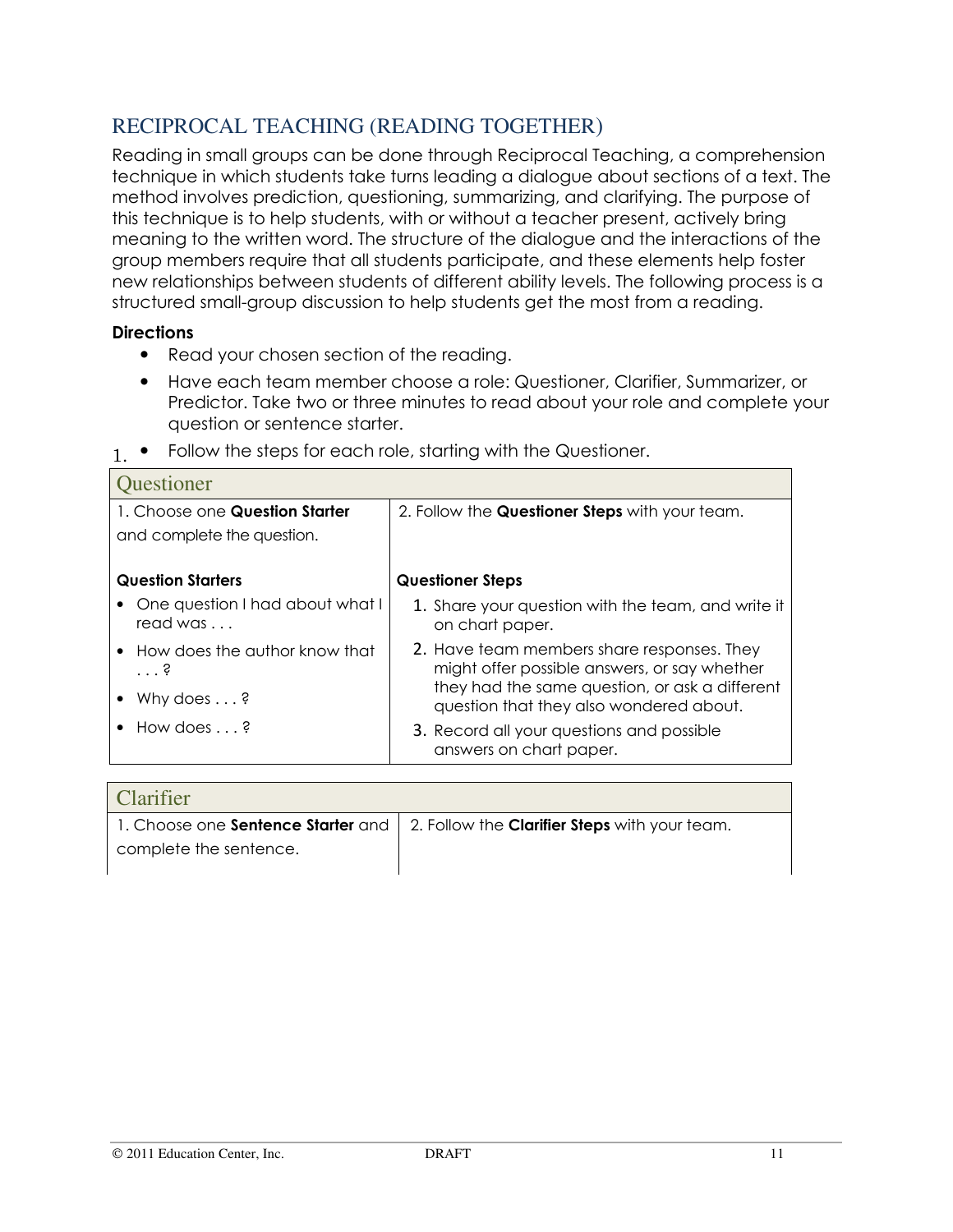## RECIPROCAL TEACHING (READING TOGETHER)

Reading in small groups can be done through Reciprocal Teaching, a comprehension technique in which students take turns leading a dialogue about sections of a text. The method involves prediction, questioning, summarizing, and clarifying. The purpose of this technique is to help students, with or without a teacher present, actively bring meaning to the written word. The structure of the dialogue and the interactions of the group members require that all students participate, and these elements help foster new relationships between students of different ability levels. The following process is a structured small-group discussion to help students get the most from a reading.

**Directions**

- Read your chosen section of the reading.
- Have each team member choose a role: Questioner, Clarifier, Summarizer, or Predictor. Take two or three minutes to read about your role and complete your question or sentence starter.
- Follow the steps for each role, starting with the Questioner.

| Questioner | |
|---|---|
| 1. Choose one **Question Starter** and complete the question. | 2. Follow the **Questioner Steps** with your team. |
| **Question Starters**<br>• One question I had about what I read was . . .<br>• How does the author know that . . . ?<br>• Why does . . . ?<br>• How does . . . ? | **Questioner Steps**<br>1. Share your question with the team, and write it on chart paper.<br>2. Have team members share responses. They might offer possible answers, or say whether they had the same question, or ask a different question that they also wondered about.<br>3. Record all your questions and possible answers on chart paper. |

| Clarifier | |
|---|---|
| 1. Choose one **Sentence Starter** and complete the sentence. | 2. Follow the **Clarifier Steps** with your team. |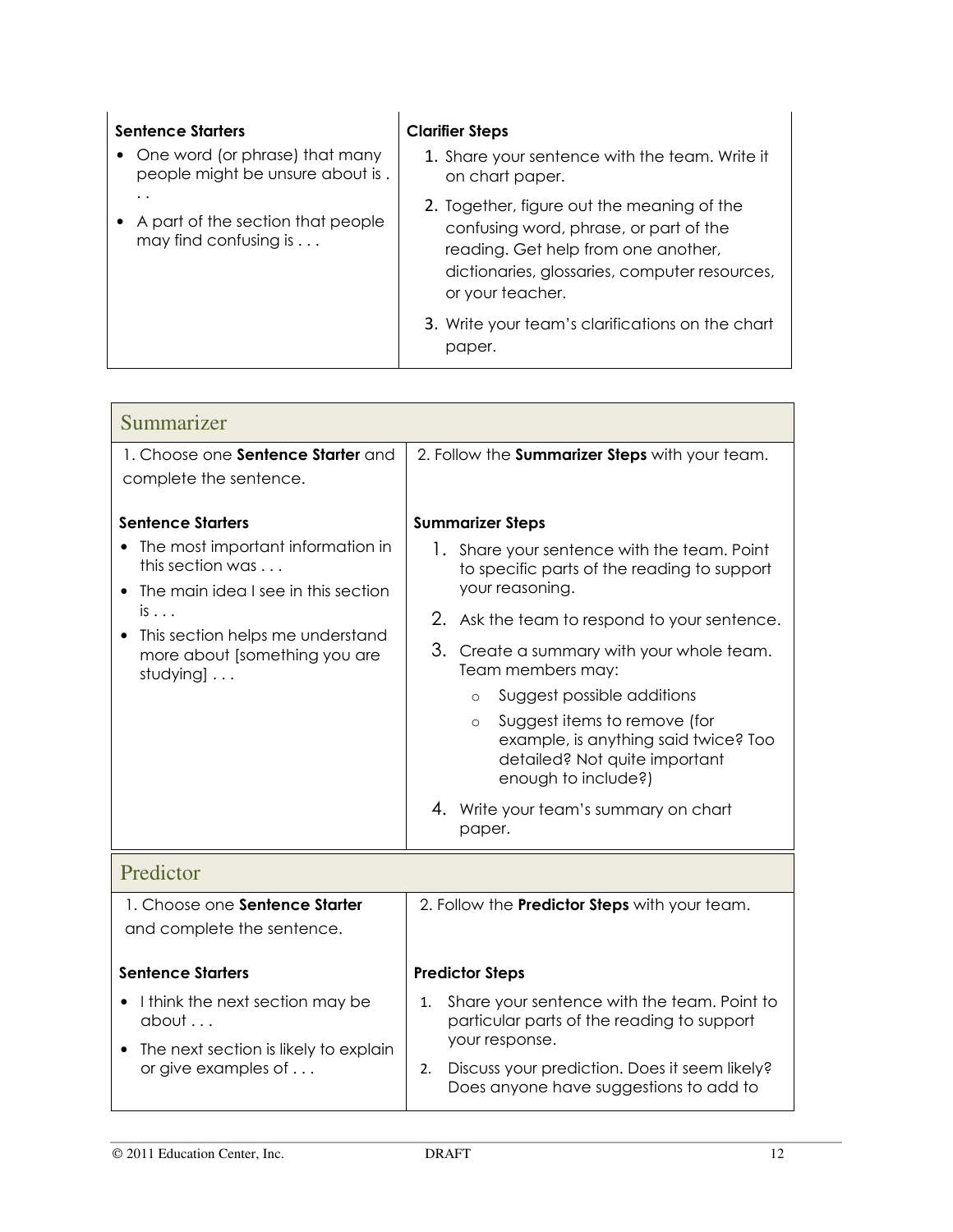| **Sentence Starters** | **Clarifier Steps** |
| --- | --- |
| • One word (or phrase) that many people might be unsure about is . . .<br>• A part of the section that people may find confusing is . . . | 1. Share your sentence with the team. Write it on chart paper.<br>2. Together, figure out the meaning of the confusing word, phrase, or part of the reading. Get help from one another, dictionaries, glossaries, computer resources, or your teacher.<br>3. Write your team's clarifications on the chart paper. |

## Summarizer

| 1. Choose one **Sentence Starter** and complete the sentence. | 2. Follow the **Summarizer Steps** with your team. |
| --- | --- |
| **Sentence Starters**<br>• The most important information in this section was . . .<br>• The main idea I see in this section is . . .<br>• This section helps me understand more about [something you are studying] . . . | **Summarizer Steps**<br>1. Share your sentence with the team. Point to specific parts of the reading to support your reasoning.<br>2. Ask the team to respond to your sentence.<br>3. Create a summary with your whole team. Team members may:<br>    ○ Suggest possible additions<br>    ○ Suggest items to remove (for example, is anything said twice? Too detailed? Not quite important enough to include?)<br>4. Write your team's summary on chart paper. |

## Predictor

| 1. Choose one **Sentence Starter** and complete the sentence. | 2. Follow the **Predictor Steps** with your team. |
| --- | --- |
| **Sentence Starters**<br>• I think the next section may be about . . .<br>• The next section is likely to explain or give examples of . . . | **Predictor Steps**<br>1. Share your sentence with the team. Point to particular parts of the reading to support your response.<br>2. Discuss your prediction. Does it seem likely? Does anyone have suggestions to add to |

© 2011 Education Center, Inc. DRAFT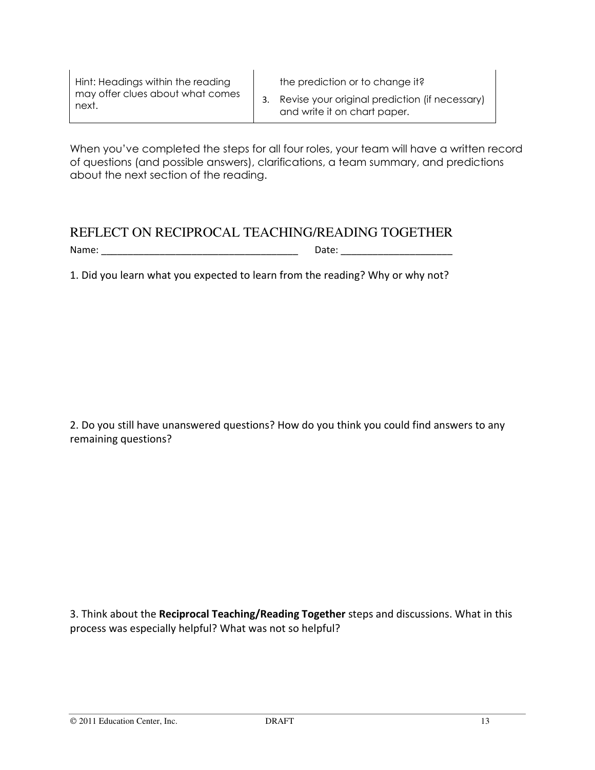| Hint: Headings within the reading may offer clues about what comes next. | the prediction or to change it?<br>3. Revise your original prediction (if necessary) and write it on chart paper. |
|---|---|

When you've completed the steps for all four roles, your team will have a written record of questions (and possible answers), clarifications, a team summary, and predictions about the next section of the reading.

## REFLECT ON RECIPROCAL TEACHING/READING TOGETHER

Name: ______________________________________ Date: _____________________

1. Did you learn what you expected to learn from the reading? Why or why not?

2. Do you still have unanswered questions? How do you think you could find answers to any remaining questions?

3. Think about the **Reciprocal Teaching/Reading Together** steps and discussions. What in this process was especially helpful? What was not so helpful?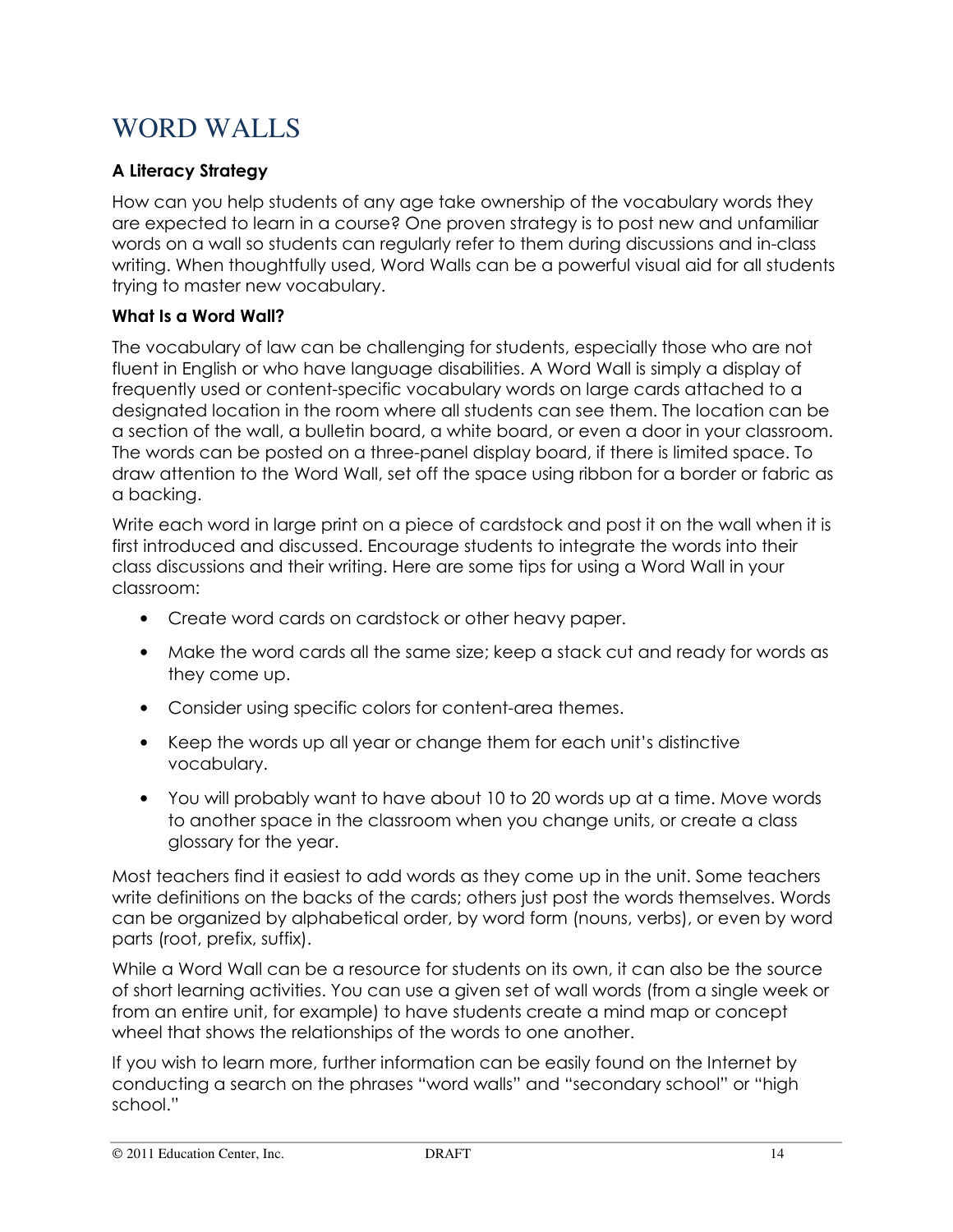# WORD WALLS

### A Literacy Strategy

How can you help students of any age take ownership of the vocabulary words they are expected to learn in a course? One proven strategy is to post new and unfamiliar words on a wall so students can regularly refer to them during discussions and in-class writing. When thoughtfully used, Word Walls can be a powerful visual aid for all students trying to master new vocabulary.

### What Is a Word Wall?

The vocabulary of law can be challenging for students, especially those who are not fluent in English or who have language disabilities. A Word Wall is simply a display of frequently used or content-specific vocabulary words on large cards attached to a designated location in the room where all students can see them. The location can be a section of the wall, a bulletin board, a white board, or even a door in your classroom. The words can be posted on a three-panel display board, if there is limited space. To draw attention to the Word Wall, set off the space using ribbon for a border or fabric as a backing.

Write each word in large print on a piece of cardstock and post it on the wall when it is first introduced and discussed. Encourage students to integrate the words into their class discussions and their writing. Here are some tips for using a Word Wall in your classroom:

- Create word cards on cardstock or other heavy paper.
- Make the word cards all the same size; keep a stack cut and ready for words as they come up.
- Consider using specific colors for content-area themes.
- Keep the words up all year or change them for each unit's distinctive vocabulary.
- You will probably want to have about 10 to 20 words up at a time. Move words to another space in the classroom when you change units, or create a class glossary for the year.

Most teachers find it easiest to add words as they come up in the unit. Some teachers write definitions on the backs of the cards; others just post the words themselves. Words can be organized by alphabetical order, by word form (nouns, verbs), or even by word parts (root, prefix, suffix).

While a Word Wall can be a resource for students on its own, it can also be the source of short learning activities. You can use a given set of wall words (from a single week or from an entire unit, for example) to have students create a mind map or concept wheel that shows the relationships of the words to one another.

If you wish to learn more, further information can be easily found on the Internet by conducting a search on the phrases "word walls" and "secondary school" or "high school."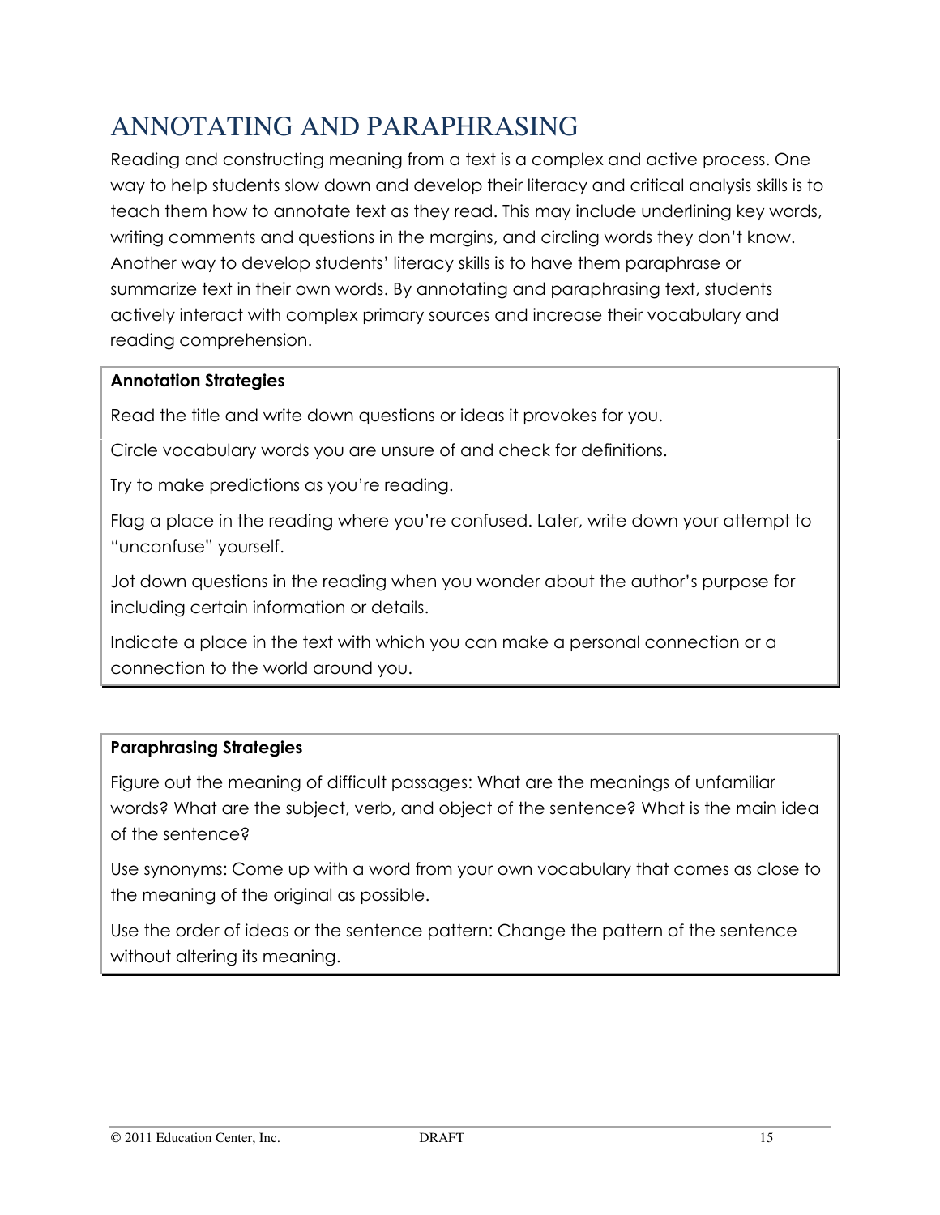# ANNOTATING AND PARAPHRASING

Reading and constructing meaning from a text is a complex and active process. One way to help students slow down and develop their literacy and critical analysis skills is to teach them how to annotate text as they read. This may include underlining key words, writing comments and questions in the margins, and circling words they don't know. Another way to develop students' literacy skills is to have them paraphrase or summarize text in their own words. By annotating and paraphrasing text, students actively interact with complex primary sources and increase their vocabulary and reading comprehension.

| **Annotation Strategies** |
|---|
| Read the title and write down questions or ideas it provokes for you. |
| Circle vocabulary words you are unsure of and check for definitions. |
| Try to make predictions as you're reading. |
| Flag a place in the reading where you're confused. Later, write down your attempt to "unconfuse" yourself. |
| Jot down questions in the reading when you wonder about the author's purpose for including certain information or details. |
| Indicate a place in the text with which you can make a personal connection or a connection to the world around you. |

| **Paraphrasing Strategies** |
|---|
| Figure out the meaning of difficult passages: What are the meanings of unfamiliar words? What are the subject, verb, and object of the sentence? What is the main idea of the sentence? |
| Use synonyms: Come up with a word from your own vocabulary that comes as close to the meaning of the original as possible. |
| Use the order of ideas or the sentence pattern: Change the pattern of the sentence without altering its meaning. |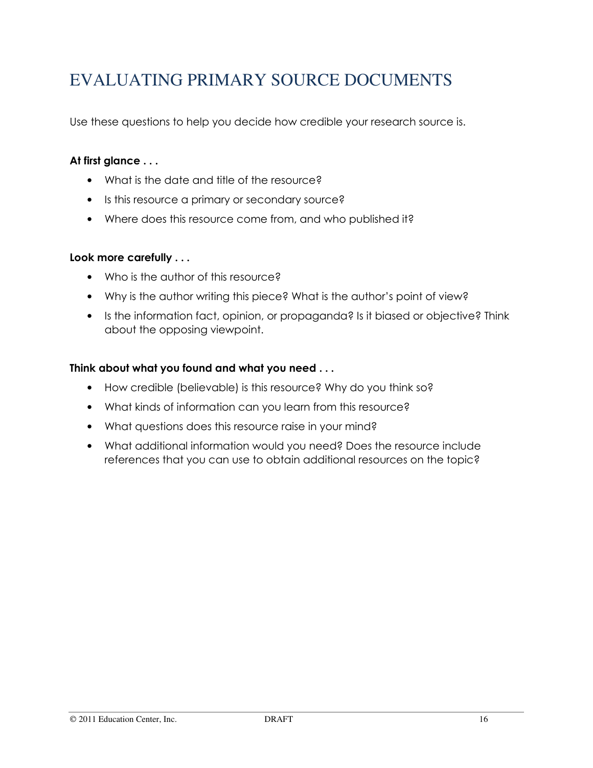# EVALUATING PRIMARY SOURCE DOCUMENTS

Use these questions to help you decide how credible your research source is.

**At first glance . . .**

- What is the date and title of the resource?
- Is this resource a primary or secondary source?
- Where does this resource come from, and who published it?

**Look more carefully . . .**

- Who is the author of this resource?
- Why is the author writing this piece? What is the author's point of view?
- Is the information fact, opinion, or propaganda? Is it biased or objective? Think about the opposing viewpoint.

**Think about what you found and what you need . . .**

- How credible (believable) is this resource? Why do you think so?
- What kinds of information can you learn from this resource?
- What questions does this resource raise in your mind?
- What additional information would you need? Does the resource include references that you can use to obtain additional resources on the topic?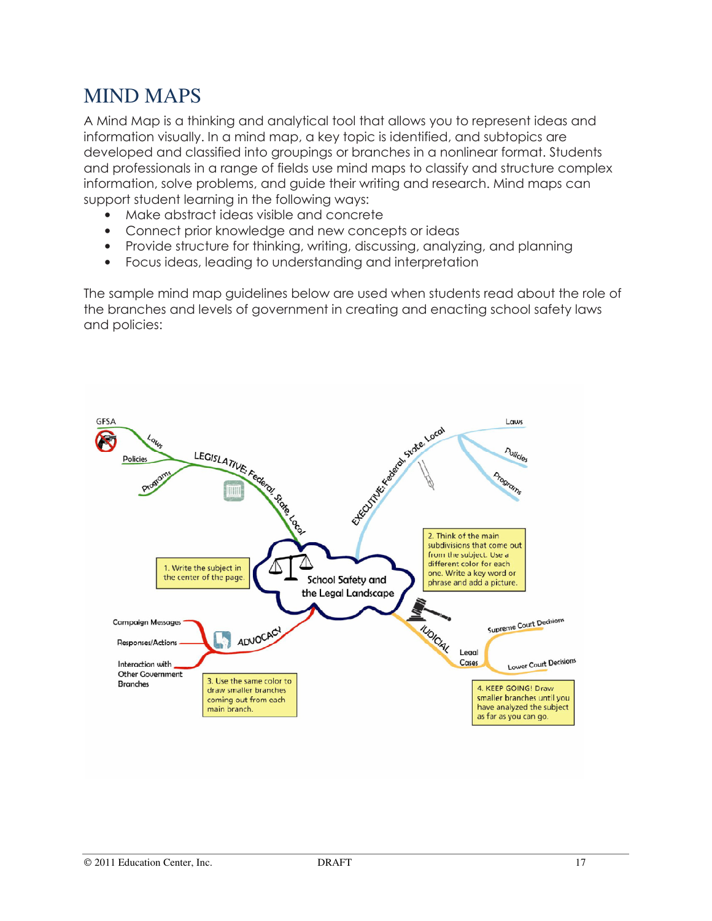# MIND MAPS

A Mind Map is a thinking and analytical tool that allows you to represent ideas and information visually. In a mind map, a key topic is identified, and subtopics are developed and classified into groupings or branches in a nonlinear format. Students and professionals in a range of fields use mind maps to classify and structure complex information, solve problems, and guide their writing and research. Mind maps can support student learning in the following ways:

- Make abstract ideas visible and concrete
- Connect prior knowledge and new concepts or ideas
- Provide structure for thinking, writing, discussing, analyzing, and planning
- Focus ideas, leading to understanding and interpretation

The sample mind map guidelines below are used when students read about the role of the branches and levels of government in creating and enacting school safety laws and policies:

School Safety and the Legal Landscape

LEGISLATIVE: Federal, State, Local

GFSA

Laws

Policies

Programs

EXECUTIVE: Federal, State, Local

Laws

Policies

Programs

ADVOCACY

Campaign Messages

Responses/Actions

Interaction with Other Government Branches

JUDICIAL

Legal Cases

Supreme Court Decisions

Lower Court Decisions

1. Write the subject in the center of the page.

2. Think of the main subdivisions that come out from the subject. Use a different color for each one. Write a key word or phrase and add a picture.

3. Use the same color to draw smaller branches coming out from each main branch.

4. KEEP GOING! Draw smaller branches until you have analyzed the subject as far as you can go.

© 2011 Education Center, Inc. DRAFT